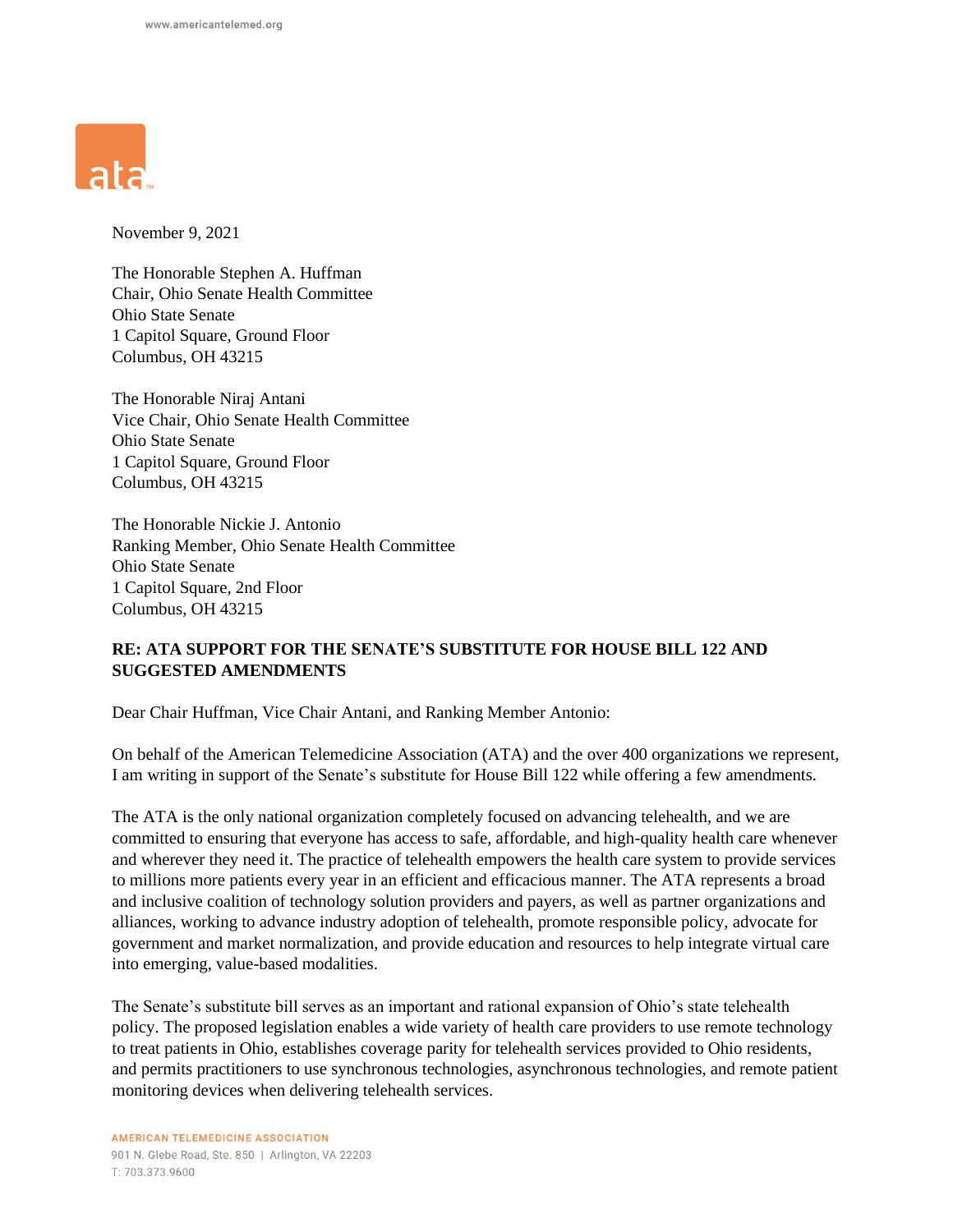November 9, 2021

The Honorable Stephen A. Huffman
Chair, Ohio Senate Health Committee
Ohio State Senate
1 Capitol Square, Ground Floor
Columbus, OH 43215

The Honorable Niraj Antani
Vice Chair, Ohio Senate Health Committee
Ohio State Senate
1 Capitol Square, Ground Floor
Columbus, OH 43215

The Honorable Nickie J. Antonio
Ranking Member, Ohio Senate Health Committee
Ohio State Senate
1 Capitol Square, 2nd Floor
Columbus, OH 43215

**RE: ATA SUPPORT FOR THE SENATE'S SUBSTITUTE FOR HOUSE BILL 122 AND SUGGESTED AMENDMENTS**

Dear Chair Huffman, Vice Chair Antani, and Ranking Member Antonio:

On behalf of the American Telemedicine Association (ATA) and the over 400 organizations we represent, I am writing in support of the Senate's substitute for House Bill 122 while offering a few amendments.

The ATA is the only national organization completely focused on advancing telehealth, and we are committed to ensuring that everyone has access to safe, affordable, and high-quality health care whenever and wherever they need it. The practice of telehealth empowers the health care system to provide services to millions more patients every year in an efficient and efficacious manner. The ATA represents a broad and inclusive coalition of technology solution providers and payers, as well as partner organizations and alliances, working to advance industry adoption of telehealth, promote responsible policy, advocate for government and market normalization, and provide education and resources to help integrate virtual care into emerging, value-based modalities.

The Senate's substitute bill serves as an important and rational expansion of Ohio's state telehealth policy. The proposed legislation enables a wide variety of health care providers to use remote technology to treat patients in Ohio, establishes coverage parity for telehealth services provided to Ohio residents, and permits practitioners to use synchronous technologies, asynchronous technologies, and remote patient monitoring devices when delivering telehealth services.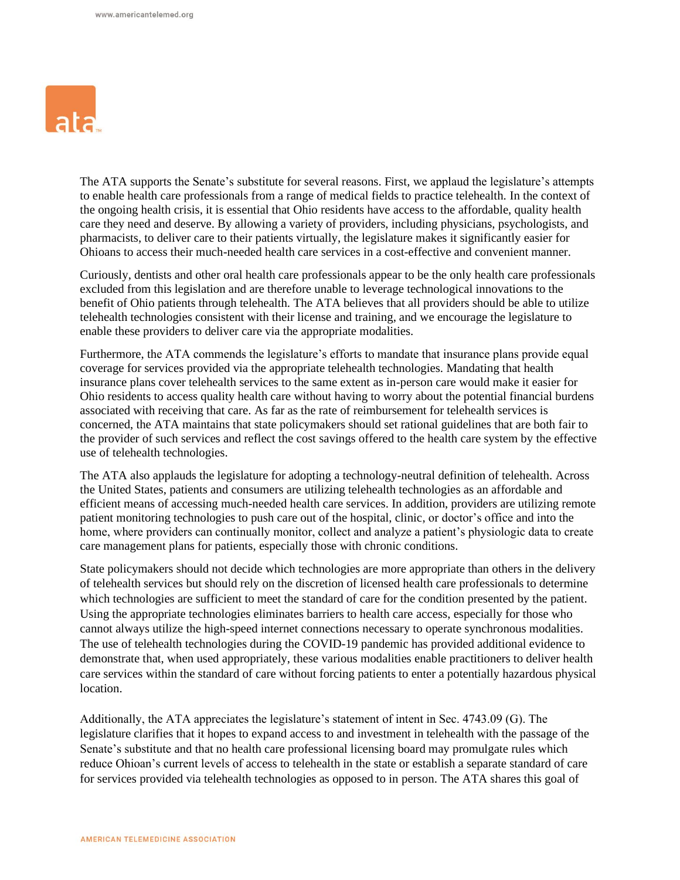The ATA supports the Senate's substitute for several reasons. First, we applaud the legislature's attempts to enable health care professionals from a range of medical fields to practice telehealth. In the context of the ongoing health crisis, it is essential that Ohio residents have access to the affordable, quality health care they need and deserve. By allowing a variety of providers, including physicians, psychologists, and pharmacists, to deliver care to their patients virtually, the legislature makes it significantly easier for Ohioans to access their much-needed health care services in a cost-effective and convenient manner.

Curiously, dentists and other oral health care professionals appear to be the only health care professionals excluded from this legislation and are therefore unable to leverage technological innovations to the benefit of Ohio patients through telehealth. The ATA believes that all providers should be able to utilize telehealth technologies consistent with their license and training, and we encourage the legislature to enable these providers to deliver care via the appropriate modalities.

Furthermore, the ATA commends the legislature's efforts to mandate that insurance plans provide equal coverage for services provided via the appropriate telehealth technologies. Mandating that health insurance plans cover telehealth services to the same extent as in-person care would make it easier for Ohio residents to access quality health care without having to worry about the potential financial burdens associated with receiving that care. As far as the rate of reimbursement for telehealth services is concerned, the ATA maintains that state policymakers should set rational guidelines that are both fair to the provider of such services and reflect the cost savings offered to the health care system by the effective use of telehealth technologies.

The ATA also applauds the legislature for adopting a technology-neutral definition of telehealth. Across the United States, patients and consumers are utilizing telehealth technologies as an affordable and efficient means of accessing much-needed health care services. In addition, providers are utilizing remote patient monitoring technologies to push care out of the hospital, clinic, or doctor's office and into the home, where providers can continually monitor, collect and analyze a patient's physiologic data to create care management plans for patients, especially those with chronic conditions.

State policymakers should not decide which technologies are more appropriate than others in the delivery of telehealth services but should rely on the discretion of licensed health care professionals to determine which technologies are sufficient to meet the standard of care for the condition presented by the patient. Using the appropriate technologies eliminates barriers to health care access, especially for those who cannot always utilize the high-speed internet connections necessary to operate synchronous modalities. The use of telehealth technologies during the COVID-19 pandemic has provided additional evidence to demonstrate that, when used appropriately, these various modalities enable practitioners to deliver health care services within the standard of care without forcing patients to enter a potentially hazardous physical location.

Additionally, the ATA appreciates the legislature's statement of intent in Sec. 4743.09 (G). The legislature clarifies that it hopes to expand access to and investment in telehealth with the passage of the Senate's substitute and that no health care professional licensing board may promulgate rules which reduce Ohioan's current levels of access to telehealth in the state or establish a separate standard of care for services provided via telehealth technologies as opposed to in person. The ATA shares this goal of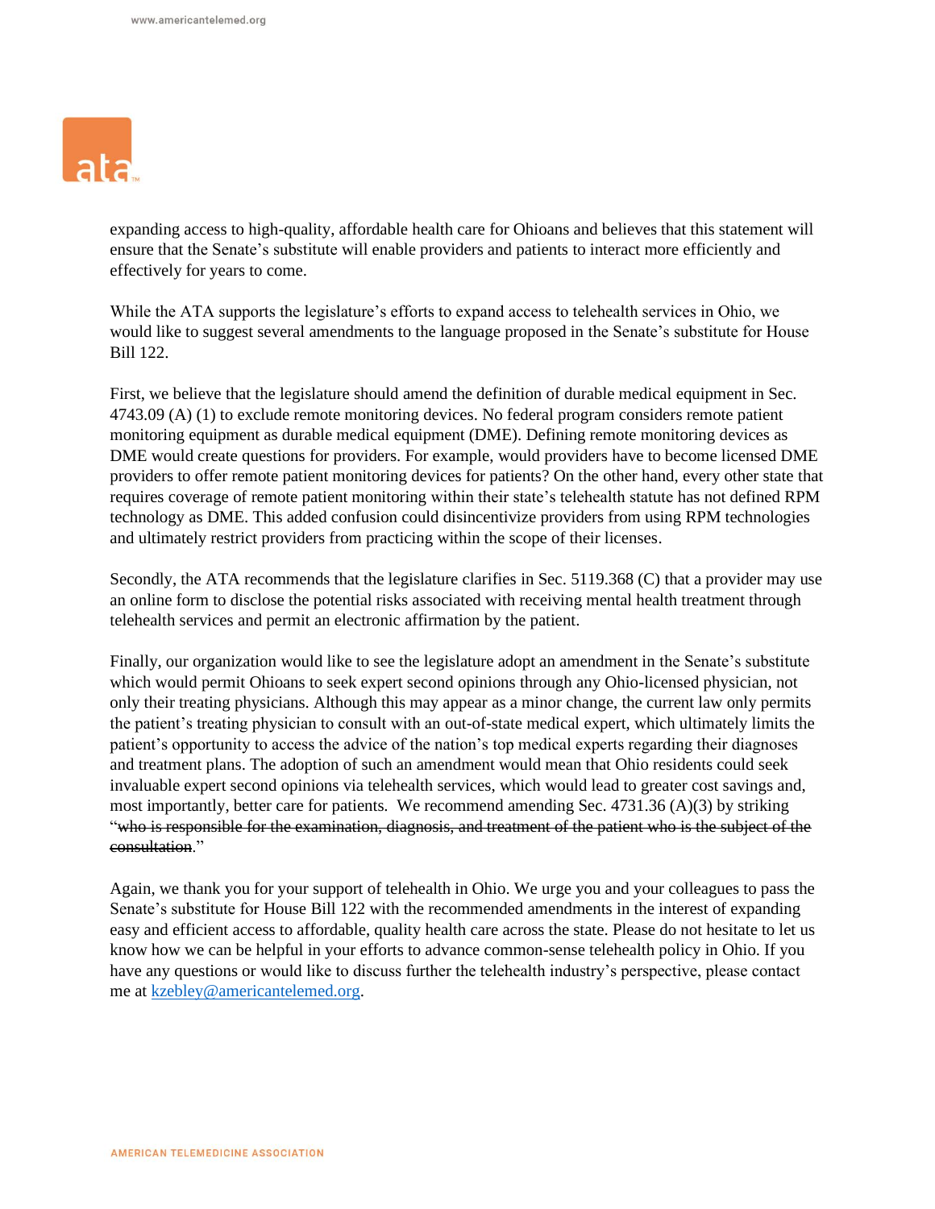expanding access to high-quality, affordable health care for Ohioans and believes that this statement will ensure that the Senate's substitute will enable providers and patients to interact more efficiently and effectively for years to come.

While the ATA supports the legislature's efforts to expand access to telehealth services in Ohio, we would like to suggest several amendments to the language proposed in the Senate's substitute for House Bill 122.

First, we believe that the legislature should amend the definition of durable medical equipment in Sec. 4743.09 (A) (1) to exclude remote monitoring devices. No federal program considers remote patient monitoring equipment as durable medical equipment (DME). Defining remote monitoring devices as DME would create questions for providers. For example, would providers have to become licensed DME providers to offer remote patient monitoring devices for patients? On the other hand, every other state that requires coverage of remote patient monitoring within their state's telehealth statute has not defined RPM technology as DME. This added confusion could disincentivize providers from using RPM technologies and ultimately restrict providers from practicing within the scope of their licenses.

Secondly, the ATA recommends that the legislature clarifies in Sec. 5119.368 (C) that a provider may use an online form to disclose the potential risks associated with receiving mental health treatment through telehealth services and permit an electronic affirmation by the patient.

Finally, our organization would like to see the legislature adopt an amendment in the Senate's substitute which would permit Ohioans to seek expert second opinions through any Ohio-licensed physician, not only their treating physicians. Although this may appear as a minor change, the current law only permits the patient's treating physician to consult with an out-of-state medical expert, which ultimately limits the patient's opportunity to access the advice of the nation's top medical experts regarding their diagnoses and treatment plans. The adoption of such an amendment would mean that Ohio residents could seek invaluable expert second opinions via telehealth services, which would lead to greater cost savings and, most importantly, better care for patients. We recommend amending Sec. 4731.36 (A)(3) by striking "~~who is responsible for the examination, diagnosis, and treatment of the patient who is the subject of the consultation~~."

Again, we thank you for your support of telehealth in Ohio. We urge you and your colleagues to pass the Senate's substitute for House Bill 122 with the recommended amendments in the interest of expanding easy and efficient access to affordable, quality health care across the state. Please do not hesitate to let us know how we can be helpful in your efforts to advance common-sense telehealth policy in Ohio. If you have any questions or would like to discuss further the telehealth industry's perspective, please contact me at kzebley@americantelemed.org.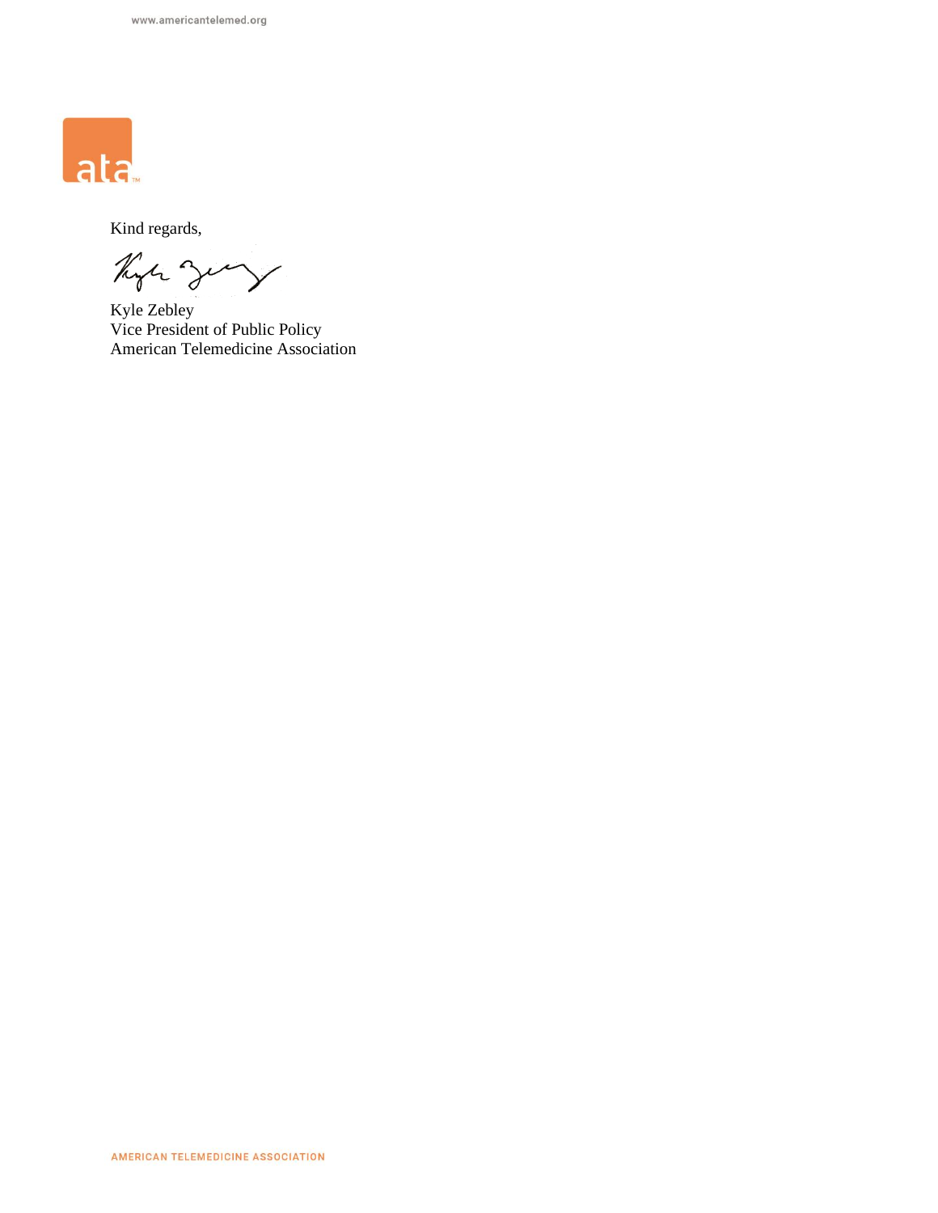Kind regards,

Kyle Zebley
Vice President of Public Policy
American Telemedicine Association